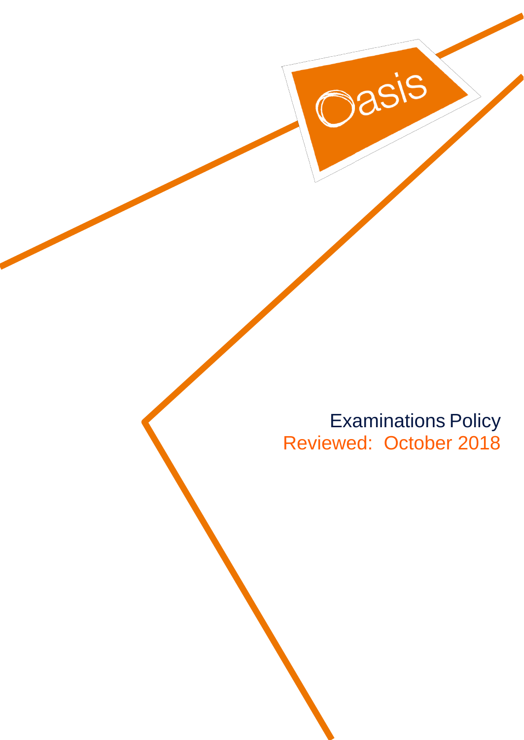# Examinations Policy

Reviewed: October 2018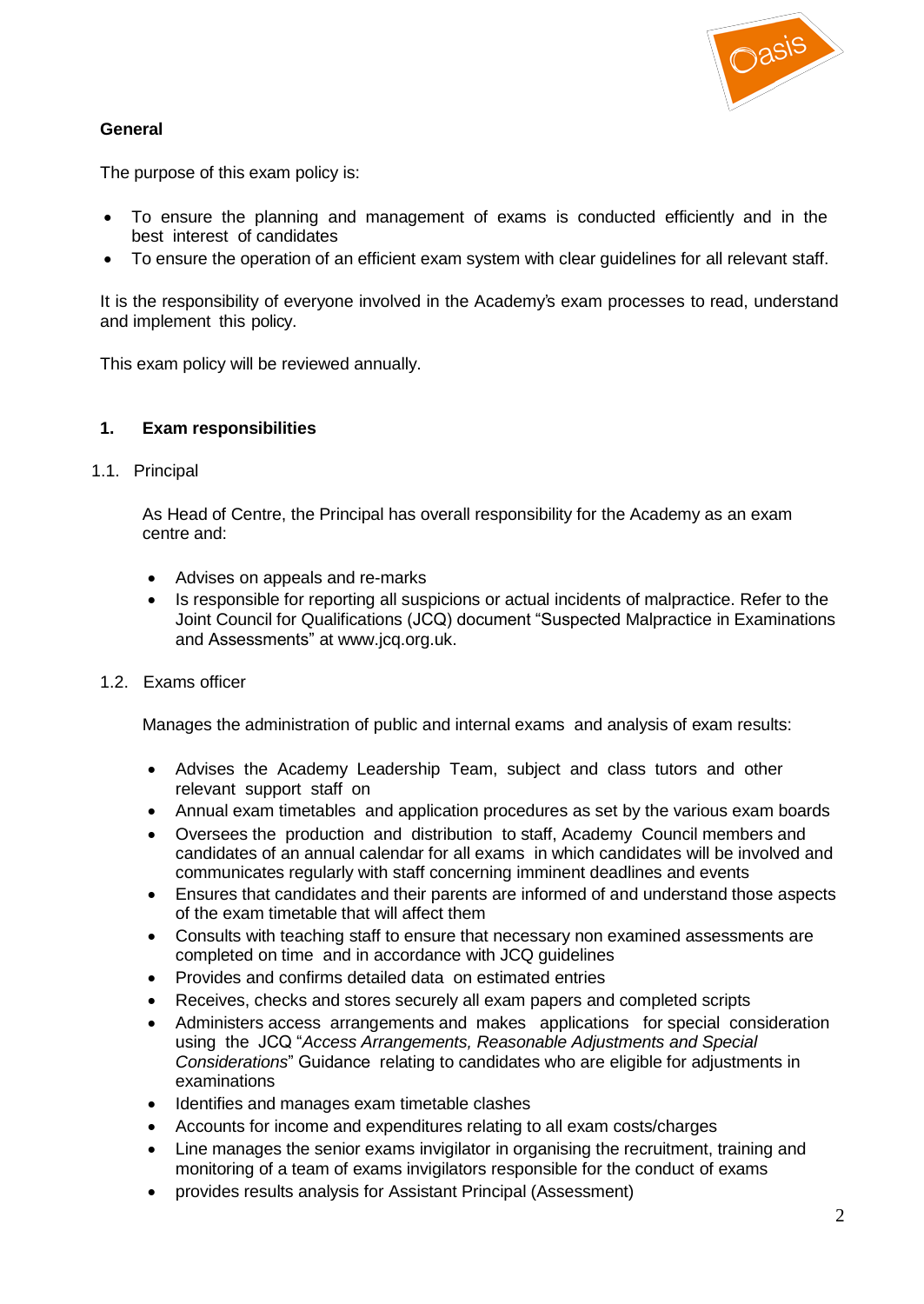## General

The purpose of this exam policy is:

- To ensure the planning and management of exams is conducted efficiently and in the best interest of candidates
- To ensure the operation of an efficient exam system with clear guidelines for all relevant staff.

It is the responsibility of everyone involved in the Academy's exam processes to read, understand and implement this policy.

This exam policy will be reviewed annually.

### 1. Exam responsibilities

#### 1.1. Principal

As Head of Centre, the Principal has overall responsibility for the Academy as an exam centre and:

- Advises on appeals and re-marks
- Is responsible for reporting all suspicions or actual incidents of malpractice. Refer to the Joint Council for Qualifications (JCQ) document "Suspected Malpractice in Examinations and Assessments" at www.jcq.org.uk.

#### 1.2. Exams officer

Manages the administration of public and internal exams and analysis of exam results:

- Advises the Academy Leadership Team, subject and class tutors and other relevant support staff on
- Annual exam timetables and application procedures as set by the various exam boards
- Oversees the production and distribution to staff, Academy Council members and candidates of an annual calendar for all exams in which candidates will be involved and communicates regularly with staff concerning imminent deadlines and events
- Ensures that candidates and their parents are informed of and understand those aspects of the exam timetable that will affect them
- Consults with teaching staff to ensure that necessary non examined assessments are completed on time and in accordance with JCQ guidelines
- Provides and confirms detailed data on estimated entries
- Receives, checks and stores securely all exam papers and completed scripts
- Administers access arrangements and makes applications for special consideration using the JCQ "*Access Arrangements, Reasonable Adjustments and Special Considerations*" Guidance relating to candidates who are eligible for adjustments in examinations
- Identifies and manages exam timetable clashes
- Accounts for income and expenditures relating to all exam costs/charges
- Line manages the senior exams invigilator in organising the recruitment, training and monitoring of a team of exams invigilators responsible for the conduct of exams
- provides results analysis for Assistant Principal (Assessment)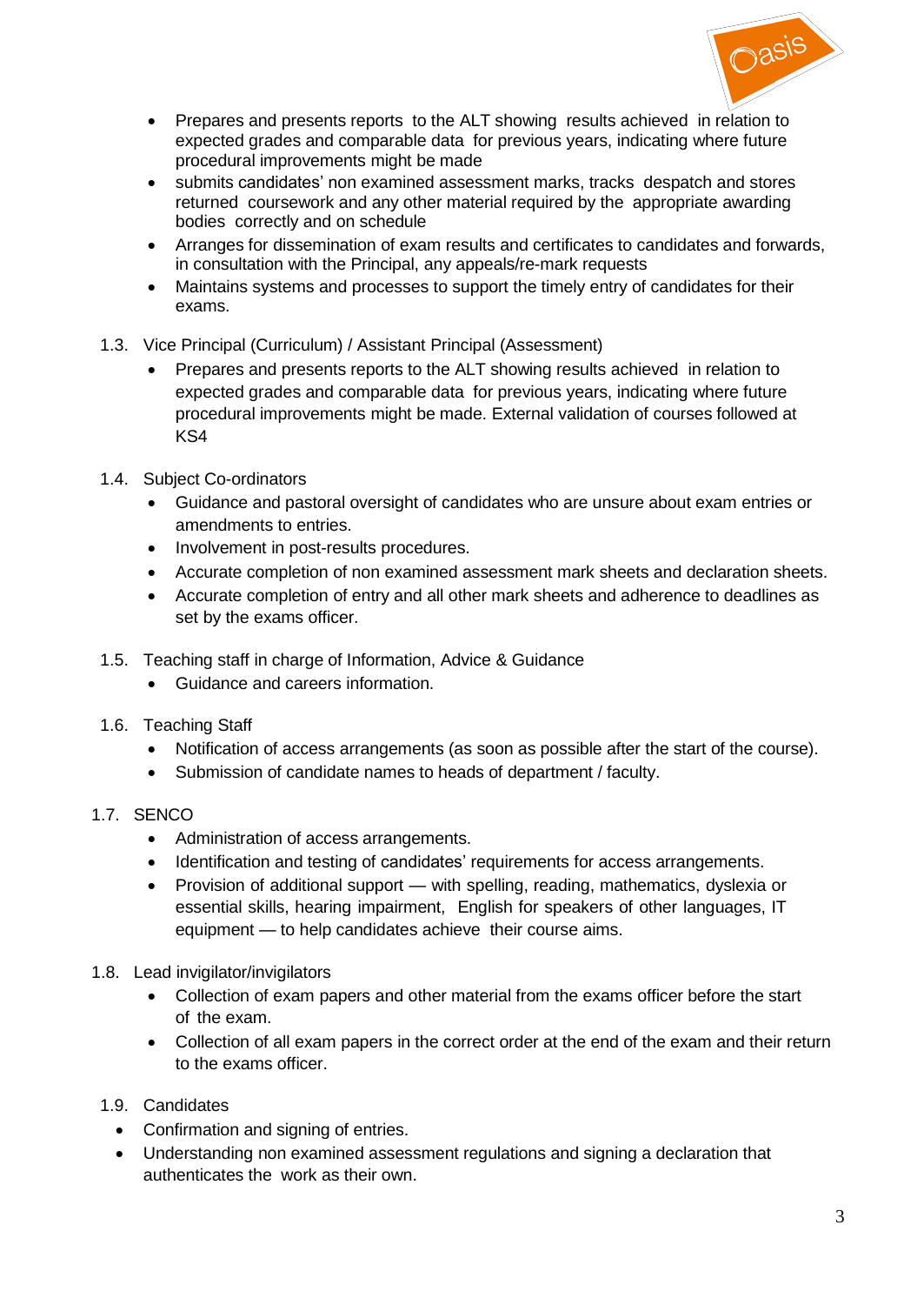- Prepares and presents reports to the ALT showing results achieved in relation to expected grades and comparable data for previous years, indicating where future procedural improvements might be made
- submits candidates' non examined assessment marks, tracks despatch and stores returned coursework and any other material required by the appropriate awarding bodies correctly and on schedule
- Arranges for dissemination of exam results and certificates to candidates and forwards, in consultation with the Principal, any appeals/re-mark requests
- Maintains systems and processes to support the timely entry of candidates for their exams.

1.3. Vice Principal (Curriculum) / Assistant Principal (Assessment)

- Prepares and presents reports to the ALT showing results achieved in relation to expected grades and comparable data for previous years, indicating where future procedural improvements might be made. External validation of courses followed at KS4

1.4. Subject Co-ordinators

- Guidance and pastoral oversight of candidates who are unsure about exam entries or amendments to entries.
- Involvement in post-results procedures.
- Accurate completion of non examined assessment mark sheets and declaration sheets.
- Accurate completion of entry and all other mark sheets and adherence to deadlines as set by the exams officer.

1.5. Teaching staff in charge of Information, Advice & Guidance

- Guidance and careers information.

1.6. Teaching Staff

- Notification of access arrangements (as soon as possible after the start of the course).
- Submission of candidate names to heads of department / faculty.

1.7. SENCO

- Administration of access arrangements.
- Identification and testing of candidates' requirements for access arrangements.
- Provision of additional support — with spelling, reading, mathematics, dyslexia or essential skills, hearing impairment, English for speakers of other languages, IT equipment — to help candidates achieve their course aims.

1.8. Lead invigilator/invigilators

- Collection of exam papers and other material from the exams officer before the start of the exam.
- Collection of all exam papers in the correct order at the end of the exam and their return to the exams officer.

1.9. Candidates

- Confirmation and signing of entries.
- Understanding non examined assessment regulations and signing a declaration that authenticates the work as their own.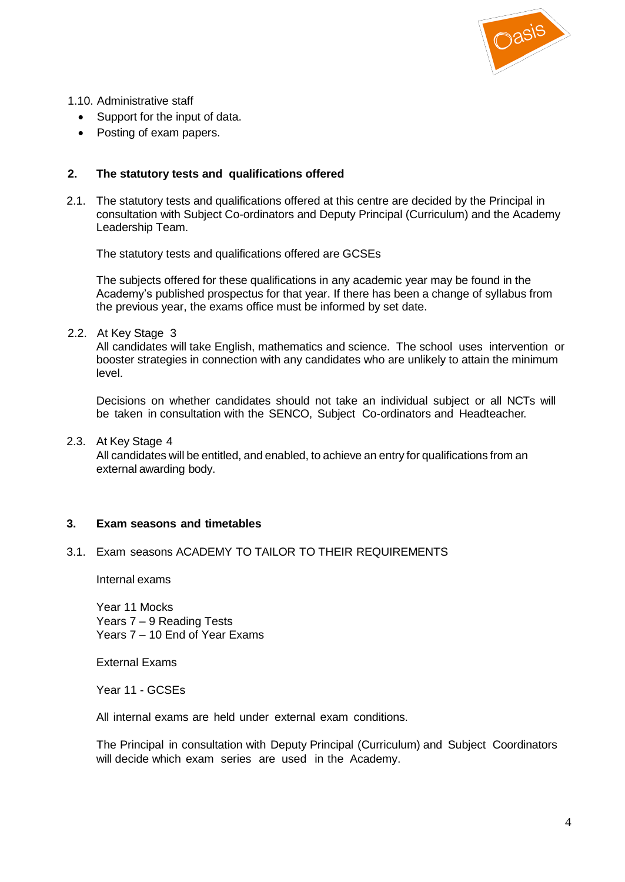1.10. Administrative staff

- Support for the input of data.
- Posting of exam papers.

## 2. The statutory tests and qualifications offered

2.1. The statutory tests and qualifications offered at this centre are decided by the Principal in consultation with Subject Co-ordinators and Deputy Principal (Curriculum) and the Academy Leadership Team.

The statutory tests and qualifications offered are GCSEs

The subjects offered for these qualifications in any academic year may be found in the Academy's published prospectus for that year. If there has been a change of syllabus from the previous year, the exams office must be informed by set date.

2.2. At Key Stage 3
All candidates will take English, mathematics and science. The school uses intervention or booster strategies in connection with any candidates who are unlikely to attain the minimum level.

Decisions on whether candidates should not take an individual subject or all NCTs will be taken in consultation with the SENCO, Subject Co-ordinators and Headteacher.

2.3. At Key Stage 4
All candidates will be entitled, and enabled, to achieve an entry for qualifications from an external awarding body.

## 3. Exam seasons and timetables

3.1. Exam seasons ACADEMY TO TAILOR TO THEIR REQUIREMENTS

Internal exams

Year 11 Mocks
Years 7 – 9 Reading Tests
Years 7 – 10 End of Year Exams

External Exams

Year 11 - GCSEs

All internal exams are held under external exam conditions.

The Principal in consultation with Deputy Principal (Curriculum) and Subject Coordinators will decide which exam series are used in the Academy.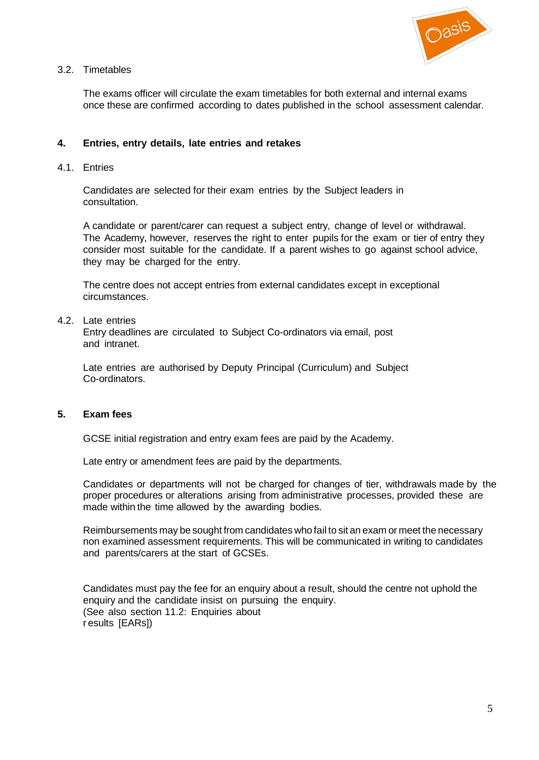3.2. Timetables

The exams officer will circulate the exam timetables for both external and internal exams once these are confirmed according to dates published in the school assessment calendar.

## 4. Entries, entry details, late entries and retakes

4.1. Entries

Candidates are selected for their exam entries by the Subject leaders in consultation.

A candidate or parent/carer can request a subject entry, change of level or withdrawal. The Academy, however, reserves the right to enter pupils for the exam or tier of entry they consider most suitable for the candidate. If a parent wishes to go against school advice, they may be charged for the entry.

The centre does not accept entries from external candidates except in exceptional circumstances.

4.2. Late entries

Entry deadlines are circulated to Subject Co-ordinators via email, post and intranet.

Late entries are authorised by Deputy Principal (Curriculum) and Subject Co-ordinators.

## 5. Exam fees

GCSE initial registration and entry exam fees are paid by the Academy.

Late entry or amendment fees are paid by the departments.

Candidates or departments will not be charged for changes of tier, withdrawals made by the proper procedures or alterations arising from administrative processes, provided these are made within the time allowed by the awarding bodies.

Reimbursements may be sought from candidates who fail to sit an exam or meet the necessary non examined assessment requirements. This will be communicated in writing to candidates and parents/carers at the start of GCSEs.

Candidates must pay the fee for an enquiry about a result, should the centre not uphold the enquiry and the candidate insist on pursuing the enquiry.
(See also section 11.2: Enquiries about results [EARs])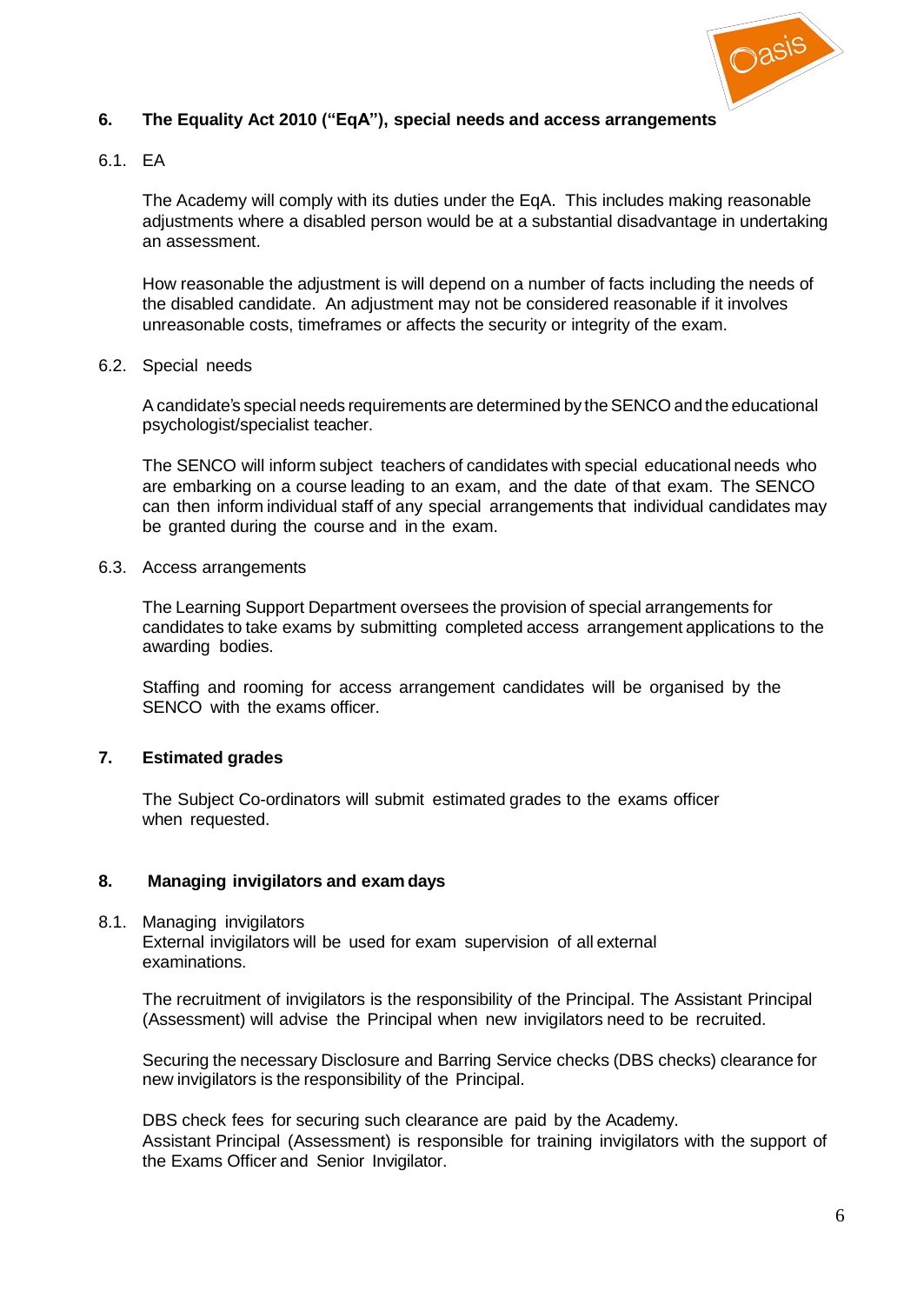## 6. The Equality Act 2010 ("EqA"), special needs and access arrangements

### 6.1. EA

The Academy will comply with its duties under the EqA. This includes making reasonable adjustments where a disabled person would be at a substantial disadvantage in undertaking an assessment.

How reasonable the adjustment is will depend on a number of facts including the needs of the disabled candidate. An adjustment may not be considered reasonable if it involves unreasonable costs, timeframes or affects the security or integrity of the exam.

### 6.2. Special needs

A candidate's special needs requirements are determined by the SENCO and the educational psychologist/specialist teacher.

The SENCO will inform subject teachers of candidates with special educational needs who are embarking on a course leading to an exam, and the date of that exam. The SENCO can then inform individual staff of any special arrangements that individual candidates may be granted during the course and in the exam.

### 6.3. Access arrangements

The Learning Support Department oversees the provision of special arrangements for candidates to take exams by submitting completed access arrangement applications to the awarding bodies.

Staffing and rooming for access arrangement candidates will be organised by the SENCO with the exams officer.

## 7. Estimated grades

The Subject Co-ordinators will submit estimated grades to the exams officer when requested.

## 8. Managing invigilators and exam days

### 8.1. Managing invigilators

External invigilators will be used for exam supervision of all external examinations.

The recruitment of invigilators is the responsibility of the Principal. The Assistant Principal (Assessment) will advise the Principal when new invigilators need to be recruited.

Securing the necessary Disclosure and Barring Service checks (DBS checks) clearance for new invigilators is the responsibility of the Principal.

DBS check fees for securing such clearance are paid by the Academy.
Assistant Principal (Assessment) is responsible for training invigilators with the support of the Exams Officer and Senior Invigilator.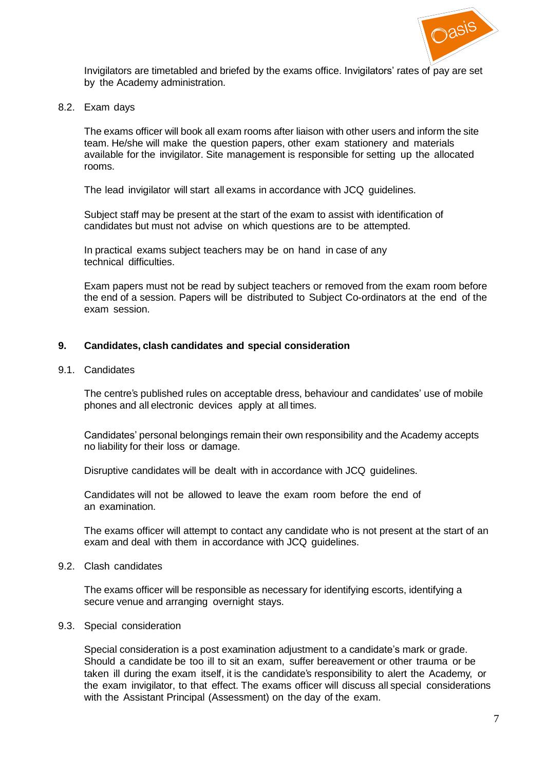Invigilators are timetabled and briefed by the exams office. Invigilators' rates of pay are set by the Academy administration.

8.2. Exam days

The exams officer will book all exam rooms after liaison with other users and inform the site team. He/she will make the question papers, other exam stationery and materials available for the invigilator. Site management is responsible for setting up the allocated rooms.

The lead invigilator will start all exams in accordance with JCQ guidelines.

Subject staff may be present at the start of the exam to assist with identification of candidates but must not advise on which questions are to be attempted.

In practical exams subject teachers may be on hand in case of any technical difficulties.

Exam papers must not be read by subject teachers or removed from the exam room before the end of a session. Papers will be distributed to Subject Co-ordinators at the end of the exam session.

## 9. Candidates, clash candidates and special consideration

9.1. Candidates

The centre's published rules on acceptable dress, behaviour and candidates' use of mobile phones and all electronic devices apply at all times.

Candidates' personal belongings remain their own responsibility and the Academy accepts no liability for their loss or damage.

Disruptive candidates will be dealt with in accordance with JCQ guidelines.

Candidates will not be allowed to leave the exam room before the end of an examination.

The exams officer will attempt to contact any candidate who is not present at the start of an exam and deal with them in accordance with JCQ guidelines.

9.2. Clash candidates

The exams officer will be responsible as necessary for identifying escorts, identifying a secure venue and arranging overnight stays.

9.3. Special consideration

Special consideration is a post examination adjustment to a candidate's mark or grade. Should a candidate be too ill to sit an exam, suffer bereavement or other trauma or be taken ill during the exam itself, it is the candidate's responsibility to alert the Academy, or the exam invigilator, to that effect. The exams officer will discuss all special considerations with the Assistant Principal (Assessment) on the day of the exam.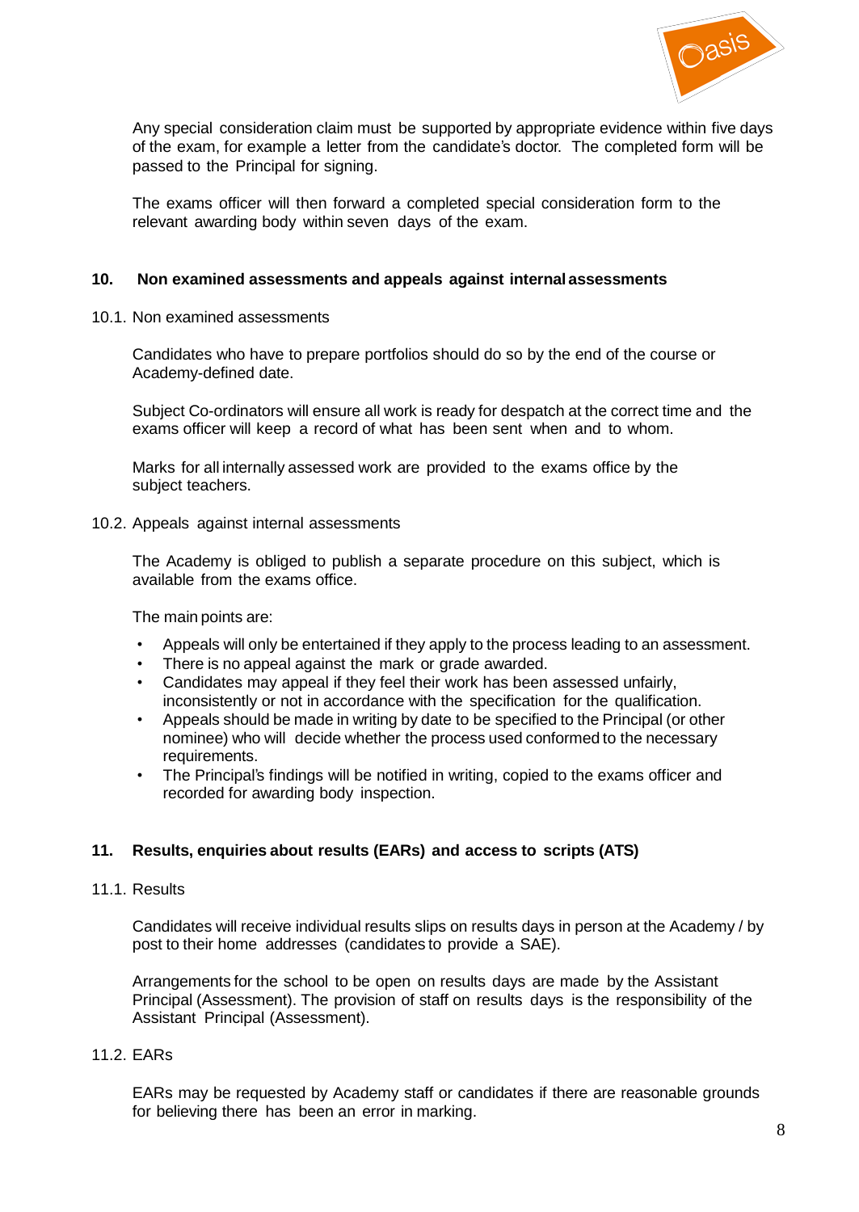Any special consideration claim must be supported by appropriate evidence within five days of the exam, for example a letter from the candidate's doctor. The completed form will be passed to the Principal for signing.

The exams officer will then forward a completed special consideration form to the relevant awarding body within seven days of the exam.

## 10. Non examined assessments and appeals against internal assessments

### 10.1. Non examined assessments

Candidates who have to prepare portfolios should do so by the end of the course or Academy-defined date.

Subject Co-ordinators will ensure all work is ready for despatch at the correct time and the exams officer will keep a record of what has been sent when and to whom.

Marks for all internally assessed work are provided to the exams office by the subject teachers.

### 10.2. Appeals against internal assessments

The Academy is obliged to publish a separate procedure on this subject, which is available from the exams office.

The main points are:

- Appeals will only be entertained if they apply to the process leading to an assessment.
- There is no appeal against the mark or grade awarded.
- Candidates may appeal if they feel their work has been assessed unfairly, inconsistently or not in accordance with the specification for the qualification.
- Appeals should be made in writing by date to be specified to the Principal (or other nominee) who will decide whether the process used conformed to the necessary requirements.
- The Principal's findings will be notified in writing, copied to the exams officer and recorded for awarding body inspection.

## 11. Results, enquiries about results (EARs) and access to scripts (ATS)

### 11.1. Results

Candidates will receive individual results slips on results days in person at the Academy / by post to their home addresses (candidates to provide a SAE).

Arrangements for the school to be open on results days are made by the Assistant Principal (Assessment). The provision of staff on results days is the responsibility of the Assistant Principal (Assessment).

### 11.2. EARs

EARs may be requested by Academy staff or candidates if there are reasonable grounds for believing there has been an error in marking.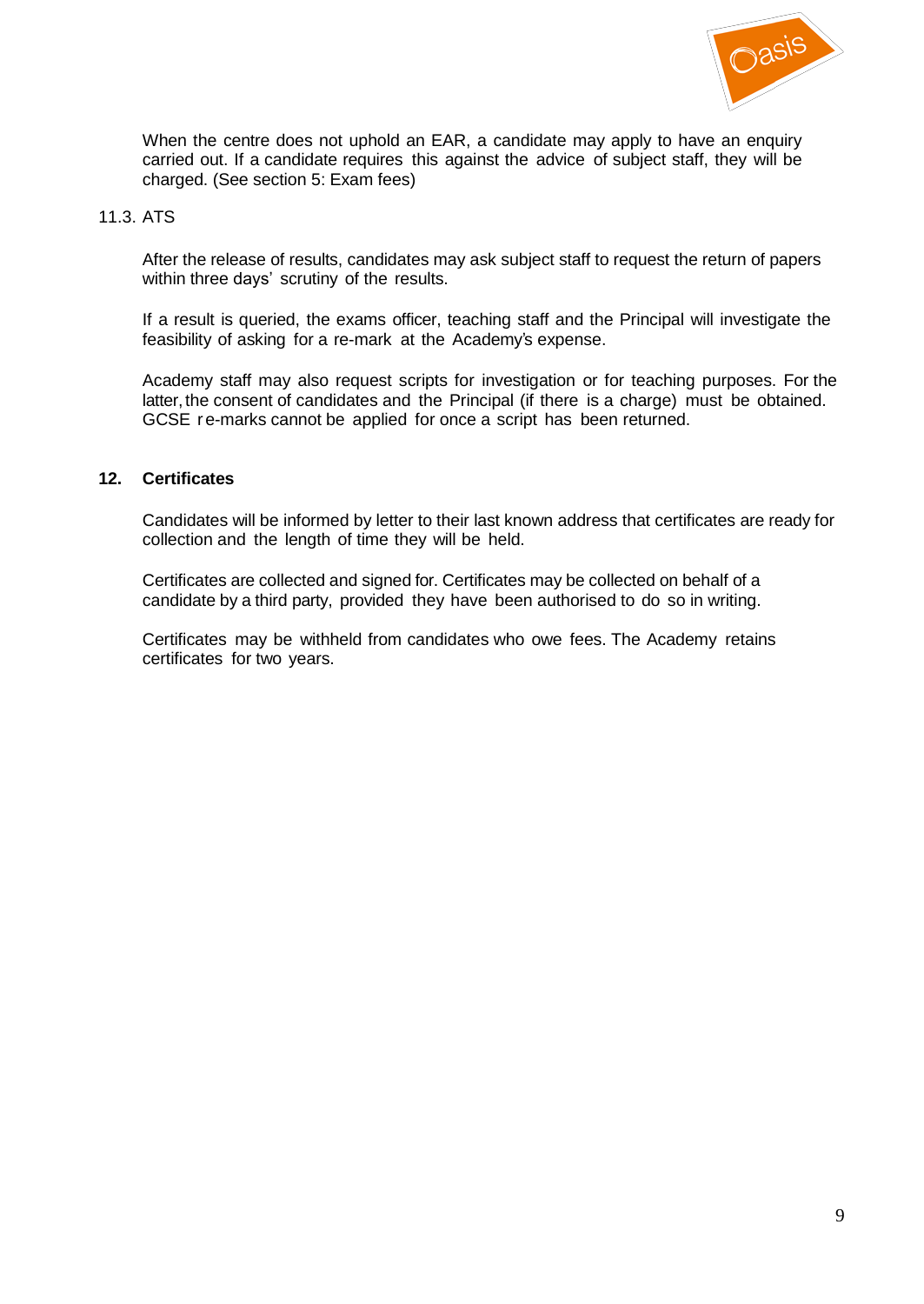When the centre does not uphold an EAR, a candidate may apply to have an enquiry carried out. If a candidate requires this against the advice of subject staff, they will be charged. (See section 5: Exam fees)

### 11.3. ATS

After the release of results, candidates may ask subject staff to request the return of papers within three days' scrutiny of the results.

If a result is queried, the exams officer, teaching staff and the Principal will investigate the feasibility of asking for a re-mark at the Academy's expense.

Academy staff may also request scripts for investigation or for teaching purposes. For the latter, the consent of candidates and the Principal (if there is a charge) must be obtained. GCSE re-marks cannot be applied for once a script has been returned.

## 12. Certificates

Candidates will be informed by letter to their last known address that certificates are ready for collection and the length of time they will be held.

Certificates are collected and signed for. Certificates may be collected on behalf of a candidate by a third party, provided they have been authorised to do so in writing.

Certificates may be withheld from candidates who owe fees. The Academy retains certificates for two years.